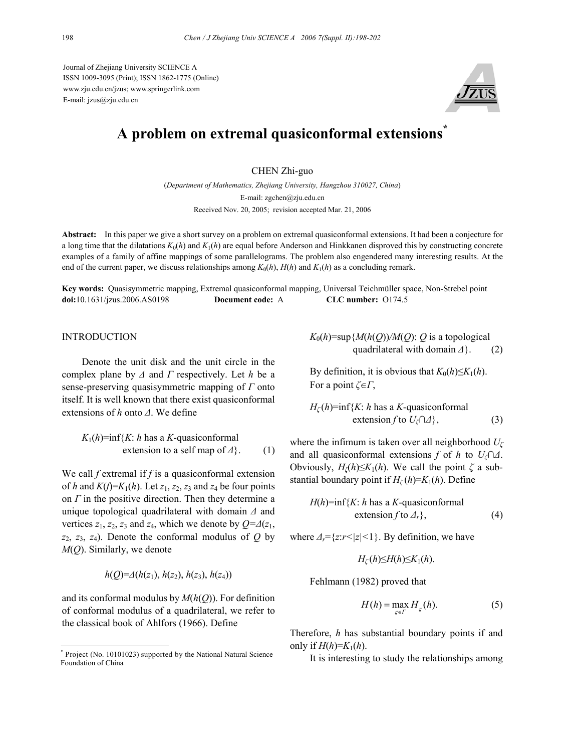Journal of Zhejiang University SCIENCE A
ISSN 1009-3095 (Print); ISSN 1862-1775 (Online)
www.zju.edu.cn/jzus; www.springerlink.com
E-mail: jzus@zju.edu.cn

# A problem on extremal quasiconformal extensions*

CHEN Zhi-guo

(*Department of Mathematics, Zhejiang University, Hangzhou 310027, China*)

E-mail: zgchen@zju.edu.cn

Received Nov. 20, 2005; revision accepted Mar. 21, 2006

**Abstract:** In this paper we give a short survey on a problem on extremal quasiconformal extensions. It had been a conjecture for a long time that the dilatations $K_0(h)$ and $K_1(h)$ are equal before Anderson and Hinkkanen disproved this by constructing concrete examples of a family of affine mappings of some parallelograms. The problem also engendered many interesting results. At the end of the current paper, we discuss relationships among $K_0(h)$, $H(h)$ and $K_1(h)$ as a concluding remark.

**Key words:** Quasisymmetric mapping, Extremal quasiconformal mapping, Universal Teichmüller space, Non-Strebel point
**doi:**10.1631/jzus.2006.AS0198 **Document code:** A **CLC number:** O174.5

## INTRODUCTION

Denote the unit disk and the unit circle in the complex plane by $\Delta$ and $\Gamma$ respectively. Let $h$ be a sense-preserving quasisymmetric mapping of $\Gamma$ onto itself. It is well known that there exist quasiconformal extensions of $h$ onto $\Delta$. We define

$$K_1(h)=\inf\{K: h \text{ has a } K\text{-quasiconformal extension to a self map of } \Delta\}. \quad (1)$$

We call $f$ extremal if $f$ is a quasiconformal extension of $h$ and $K(f)=K_1(h)$. Let $z_1$, $z_2$, $z_3$ and $z_4$ be four points on $\Gamma$ in the positive direction. Then they determine a unique topological quadrilateral with domain $\Delta$ and vertices $z_1$, $z_2$, $z_3$ and $z_4$, which we denote by $Q=\Delta(z_1, z_2, z_3, z_4)$. Denote the conformal modulus of $Q$ by $M(Q)$. Similarly, we denote

$$h(Q)=\Delta(h(z_1), h(z_2), h(z_3), h(z_4))$$

and its conformal modulus by $M(h(Q))$. For definition of conformal modulus of a quadrilateral, we refer to the classical book of Ahlfors (1966). Define

$$K_0(h)=\sup\{M(h(Q))/M(Q): Q \text{ is a topological quadrilateral with domain } \Delta\}. \quad (2)$$

By definition, it is obvious that $K_0(h)\le K_1(h)$. For a point $\zeta\in\Gamma$,

$$H_\zeta(h)=\inf\{K: h \text{ has a } K\text{-quasiconformal extension } f \text{ to } U_\zeta\cap\Delta\}, \quad (3)$$

where the infimum is taken over all neighborhood $U_\zeta$ and all quasiconformal extensions $f$ of $h$ to $U_\zeta\cap\Delta$. Obviously, $H_\zeta(h)\le K_1(h)$. We call the point $\zeta$ a substantial boundary point if $H_\zeta(h)=K_1(h)$. Define

$$H(h)=\inf\{K: h \text{ has a } K\text{-quasiconformal extension } f \text{ to } \Delta_r\}, \quad (4)$$

where $\Delta_r=\{z: r<|z|<1\}$. By definition, we have

$$H_\zeta(h)\le H(h)\le K_1(h).$$

Fehlmann (1982) proved that

$$H(h)=\max_{\zeta\in\Gamma} H_\zeta(h). \quad (5)$$

Therefore, $h$ has substantial boundary points if and only if $H(h)=K_1(h)$.

It is interesting to study the relationships among

---

* Project (No. 10101023) supported by the National Natural Science Foundation of China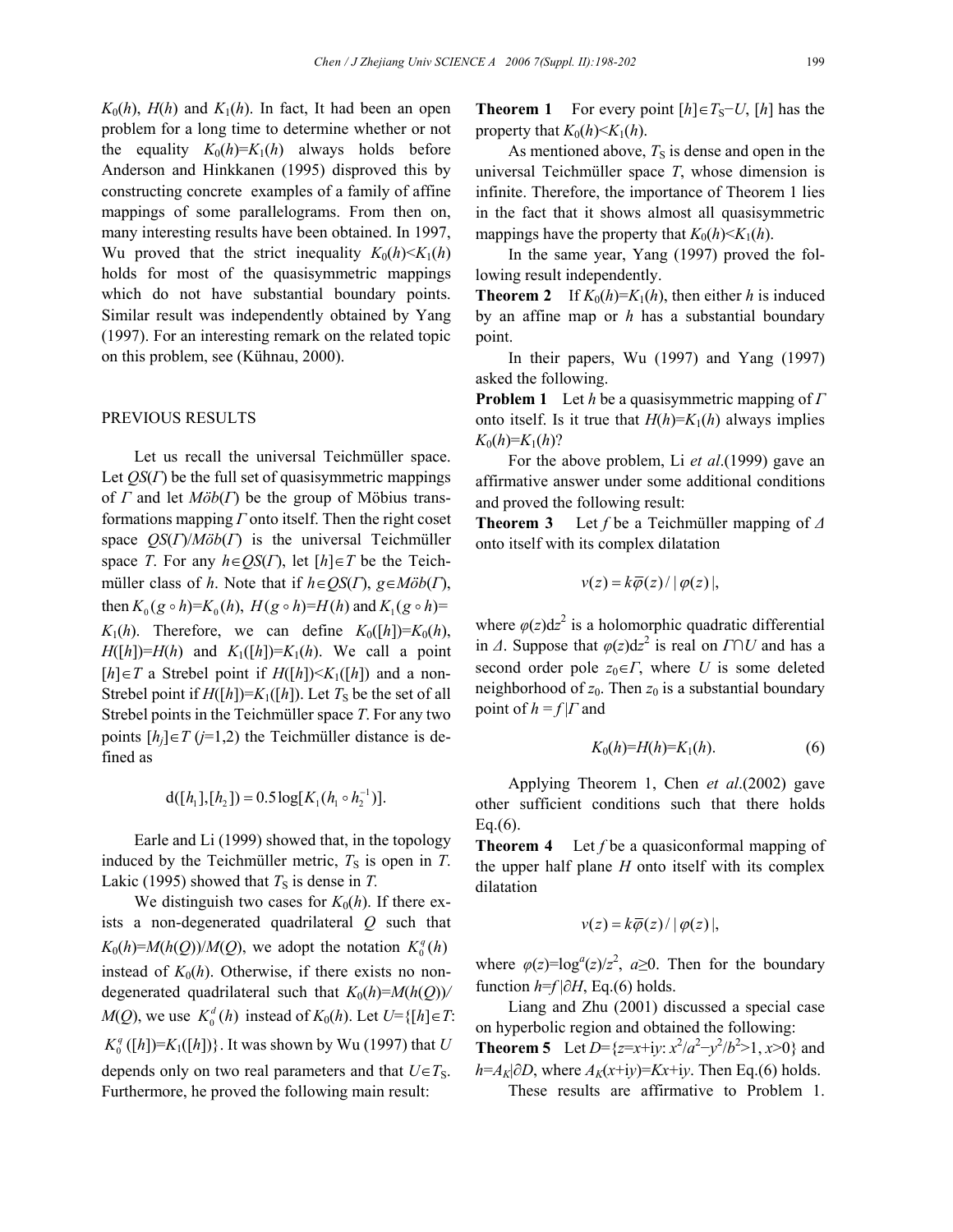$K_0(h)$, $H(h)$ and $K_1(h)$. In fact, It had been an open problem for a long time to determine whether or not the equality $K_0(h)=K_1(h)$ always holds before Anderson and Hinkkanen (1995) disproved this by constructing concrete examples of a family of affine mappings of some parallelograms. From then on, many interesting results have been obtained. In 1997, Wu proved that the strict inequality $K_0(h)<K_1(h)$ holds for most of the quasisymmetric mappings which do not have substantial boundary points. Similar result was independently obtained by Yang (1997). For an interesting remark on the related topic on this problem, see (Kühnau, 2000).

## PREVIOUS RESULTS

Let us recall the universal Teichmüller space. Let $QS(\Gamma)$ be the full set of quasisymmetric mappings of $\Gamma$ and let $Möb(\Gamma)$ be the group of Möbius transformations mapping $\Gamma$ onto itself. Then the right coset space $QS(\Gamma)/Möb(\Gamma)$ is the universal Teichmüller space $T$. For any $h\in QS(\Gamma)$, let $[h]\in T$ be the Teichmüller class of $h$. Note that if $h\in QS(\Gamma)$, $g\in Möb(\Gamma)$, then $K_0(g\circ h)=K_0(h)$, $H(g\circ h)=H(h)$ and $K_1(g\circ h)=K_1(h)$. Therefore, we can define $K_0([h])=K_0(h)$, $H([h])=H(h)$ and $K_1([h])=K_1(h)$. We call a point $[h]\in T$ a Strebel point if $H([h])<K_1([h])$ and a non-Strebel point if $H([h])=K_1([h])$. Let $T_S$ be the set of all Strebel points in the Teichmüller space $T$. For any two points $[h_j]\in T$ ($j$=1,2) the Teichmüller distance is defined as

$$\mathrm{d}([h_1],[h_2])=0.5\log[K_1(h_1\circ h_2^{-1})].$$

Earle and Li (1999) showed that, in the topology induced by the Teichmüller metric, $T_S$ is open in $T$. Lakic (1995) showed that $T_S$ is dense in $T$.

We distinguish two cases for $K_0(h)$. If there exists a non-degenerated quadrilateral $Q$ such that $K_0(h)=M(h(Q))/M(Q)$, we adopt the notation $K_0^q(h)$ instead of $K_0(h)$. Otherwise, if there exists no non-degenerated quadrilateral such that $K_0(h)=M(h(Q))/M(Q)$, we use $K_0^d(h)$ instead of $K_0(h)$. Let $U=\{[h]\in T$: $K_0^q([h])=K_1([h])\}$. It was shown by Wu (1997) that $U$ depends only on two real parameters and that $U\in T_S$. Furthermore, he proved the following main result:

**Theorem 1** For every point $[h]\in T_S-U$, $[h]$ has the property that $K_0(h)<K_1(h)$.

As mentioned above, $T_S$ is dense and open in the universal Teichmüller space $T$, whose dimension is infinite. Therefore, the importance of Theorem 1 lies in the fact that it shows almost all quasisymmetric mappings have the property that $K_0(h)<K_1(h)$.

In the same year, Yang (1997) proved the following result independently.

**Theorem 2** If $K_0(h)=K_1(h)$, then either $h$ is induced by an affine map or $h$ has a substantial boundary point.

In their papers, Wu (1997) and Yang (1997) asked the following.

**Problem 1** Let $h$ be a quasisymmetric mapping of $\Gamma$ onto itself. Is it true that $H(h)=K_1(h)$ always implies $K_0(h)=K_1(h)$?

For the above problem, Li *et al*.(1999) gave an affirmative answer under some additional conditions and proved the following result:

**Theorem 3** Let $f$ be a Teichmüller mapping of $\Delta$ onto itself with its complex dilatation

$$v(z)=k\overline{\varphi}(z)/|\varphi(z)|,$$

where $\varphi(z)\mathrm{d}z^2$ is a holomorphic quadratic differential in $\Delta$. Suppose that $\varphi(z)\mathrm{d}z^2$ is real on $\Gamma\cap U$ and has a second order pole $z_0\in\Gamma$, where $U$ is some deleted neighborhood of $z_0$. Then $z_0$ is a substantial boundary point of $h=f|\Gamma$ and

$$K_0(h)=H(h)=K_1(h). \tag{6}$$

Applying Theorem 1, Chen *et al*.(2002) gave other sufficient conditions such that there holds Eq.(6).

**Theorem 4** Let $f$ be a quasiconformal mapping of the upper half plane $H$ onto itself with its complex dilatation

$$v(z)=k\overline{\varphi}(z)/|\varphi(z)|,$$

where $\varphi(z)=\log^a(z)/z^2$, $a\geq 0$. Then for the boundary function $h=f|\partial H$, Eq.(6) holds.

Liang and Zhu (2001) discussed a special case on hyperbolic region and obtained the following:

**Theorem 5** Let $D=\{z=x+\mathrm{i}y: x^2/a^2-y^2/b^2>1, x>0\}$ and $h=A_K|\partial D$, where $A_K(x+\mathrm{i}y)=Kx+\mathrm{i}y$. Then Eq.(6) holds.

These results are affirmative to Problem 1.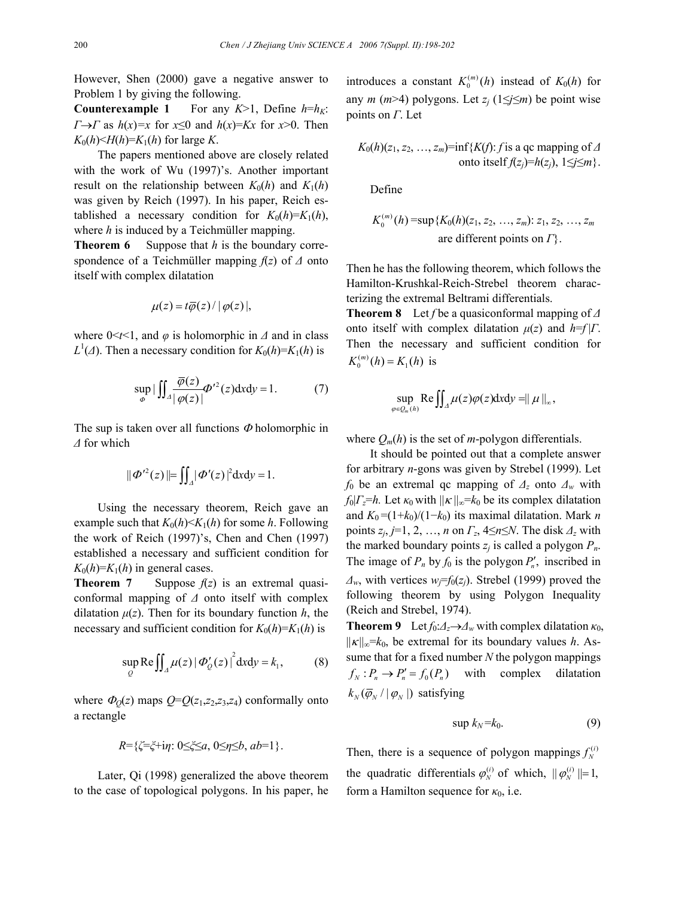However, Shen (2000) gave a negative answer to Problem 1 by giving the following.

**Counterexample 1** For any $K>1$, Define $h=h_K$: $\Gamma\to\Gamma$ as $h(x)=x$ for $x\le 0$ and $h(x)=Kx$ for $x>0$. Then $K_0(h)<H(h)=K_1(h)$ for large $K$.

The papers mentioned above are closely related with the work of Wu (1997)'s. Another important result on the relationship between $K_0(h)$ and $K_1(h)$ was given by Reich (1997). In his paper, Reich established a necessary condition for $K_0(h)=K_1(h)$, where $h$ is induced by a Teichmüller mapping.

**Theorem 6** Suppose that $h$ is the boundary correspondence of a Teichmüller mapping $f(z)$ of $\Delta$ onto itself with complex dilatation

$$\mu(z)=t\overline{\varphi}(z)/|\varphi(z)|,$$

where $0<t<1$, and $\varphi$ is holomorphic in $\Delta$ and in class $L^1(\Delta)$. Then a necessary condition for $K_0(h)=K_1(h)$ is

$$\sup_{\Phi}\left|\iint_{\Delta}\frac{\overline{\varphi}(z)}{|\varphi(z)|}\Phi'^2(z)\mathrm{d}x\mathrm{d}y=1.\right. \tag{7}$$

The sup is taken over all functions $\Phi$ holomorphic in $\Delta$ for which

$$\|\Phi'^2(z)\|=\iint_{\Delta}|\Phi'(z)|^2\mathrm{d}x\mathrm{d}y=1.$$

Using the necessary theorem, Reich gave an example such that $K_0(h)<K_1(h)$ for some $h$. Following the work of Reich (1997)'s, Chen and Chen (1997) established a necessary and sufficient condition for $K_0(h)=K_1(h)$ in general cases.

**Theorem 7** Suppose $f(z)$ is an extremal quasiconformal mapping of $\Delta$ onto itself with complex dilatation $\mu(z)$. Then for its boundary function $h$, the necessary and sufficient condition for $K_0(h)=K_1(h)$ is

$$\sup_{Q}\mathrm{Re}\iint_{\Delta}\mu(z)|\Phi_Q'(z)|^2\mathrm{d}x\mathrm{d}y=k_1, \tag{8}$$

where $\Phi_Q(z)$ maps $Q=Q(z_1,z_2,z_3,z_4)$ conformally onto a rectangle

$$R=\{\zeta=\xi+\mathrm{i}\eta\colon 0\le\xi\le a,\ 0\le\eta\le b,\ ab=1\}.$$

Later, Qi (1998) generalized the above theorem to the case of topological polygons. In his paper, he introduces a constant $K_0^{(m)}(h)$ instead of $K_0(h)$ for any $m$ ($m>4$) polygons. Let $z_j$ ($1\le j\le m$) be point wise points on $\Gamma$. Let

$$K_0(h)(z_1, z_2, \ldots, z_m)=\inf\{K(f)\colon f \text{ is a qc mapping of } \Delta \text{ onto itself } f(z_j)=h(z_j),\ 1\le j\le m\}.$$

Define

$$K_0^{(m)}(h)=\sup\{K_0(h)(z_1, z_2, \ldots, z_m)\colon z_1, z_2, \ldots, z_m \text{ are different points on } \Gamma\}.$$

Then he has the following theorem, which follows the Hamilton-Krushkal-Reich-Strebel theorem characterizing the extremal Beltrami differentials.

**Theorem 8** Let $f$ be a quasiconformal mapping of $\Delta$ onto itself with complex dilatation $\mu(z)$ and $h=f|\Gamma$. Then the necessary and sufficient condition for $K_0^{(m)}(h)=K_1(h)$ is

$$\sup_{\varphi\in Q_m(h)}\mathrm{Re}\iint_{\Delta}\mu(z)\varphi(z)\mathrm{d}x\mathrm{d}y=\|\mu\|_{\infty},$$

where $Q_m(h)$ is the set of $m$-polygon differentials.

It should be pointed out that a complete answer for arbitrary $n$-gons was given by Strebel (1999). Let $f_0$ be an extremal qc mapping of $\Delta_z$ onto $\Delta_w$ with $f_0|\Gamma_z=h$. Let $\kappa_0$ with $\|\kappa\|_\infty=k_0$ be its complex dilatation and $K_0=(1+k_0)/(1-k_0)$ its maximal dilatation. Mark $n$ points $z_j$, $j=1, 2, \ldots, n$ on $\Gamma_z$, $4\le n\le N$. The disk $\Delta_z$ with the marked boundary points $z_j$ is called a polygon $P_n$. The image of $P_n$ by $f_0$ is the polygon $P_n'$, inscribed in $\Delta_w$, with vertices $w_j=f_0(z_j)$. Strebel (1999) proved the following theorem by using Polygon Inequality (Reich and Strebel, 1974).

**Theorem 9** Let $f_0\colon\Delta_z\to\Delta_w$ with complex dilatation $\kappa_0$, $\|\kappa\|_\infty=k_0$, be extremal for its boundary values $h$. Assume that for a fixed number $N$ the polygon mappings $f_N: P_n\to P_n'=f_0(P_n)$ with complex dilatation $k_N(\overline{\varphi}_N/|\varphi_N|)$ satisfying

$$\sup k_N=k_0. \tag{9}$$

Then, there is a sequence of polygon mappings $f_N^{(i)}$ the quadratic differentials $\varphi_N^{(i)}$ of which, $\|\varphi_N^{(i)}\|=1$, form a Hamilton sequence for $\kappa_0$, i.e.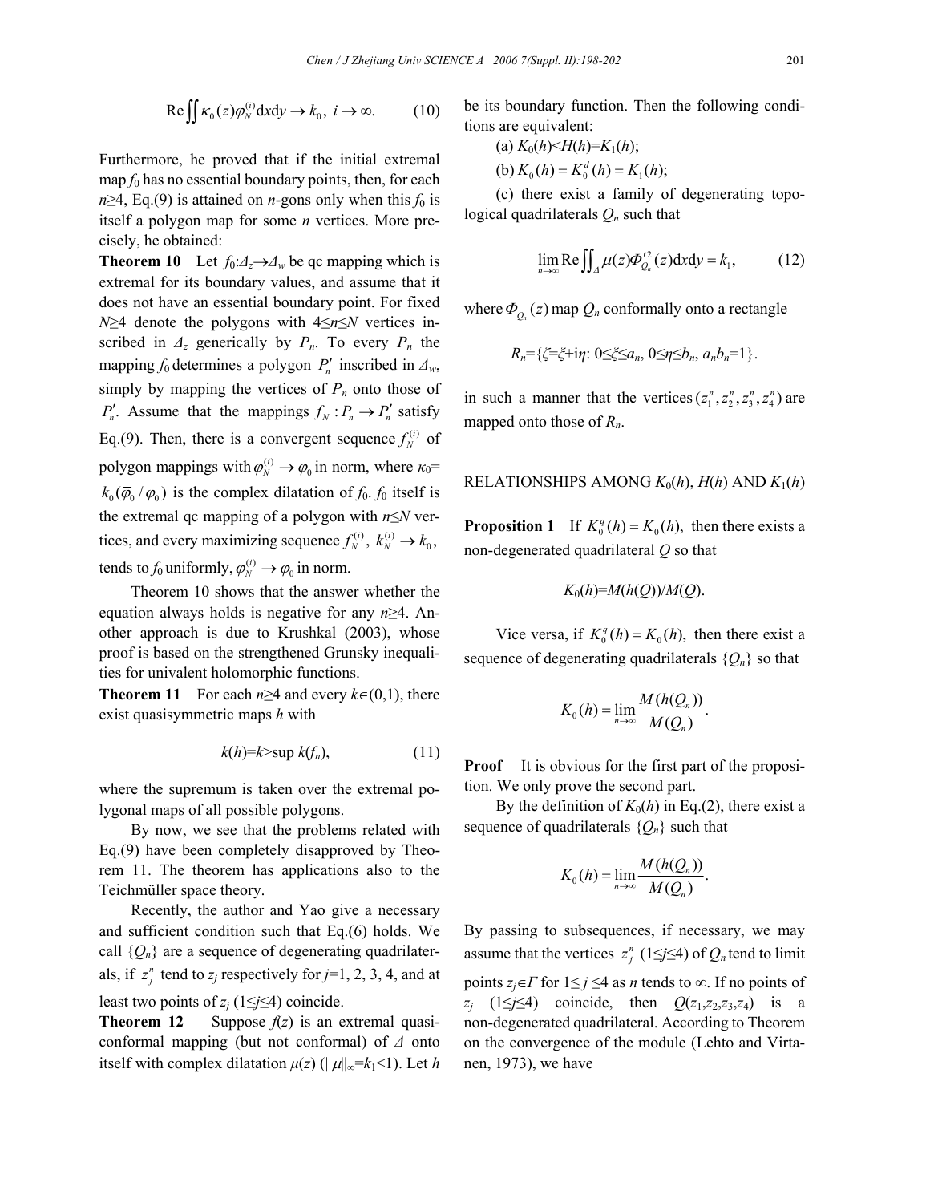$$\mathrm{Re}\iint \kappa_0(z)\varphi_N^{(i)}\mathrm{d}x\mathrm{d}y \to k_0,\ i\to\infty. \tag{10}$$

Furthermore, he proved that if the initial extremal map $f_0$ has no essential boundary points, then, for each $n\geq 4$, Eq.(9) is attained on $n$-gons only when this $f_0$ is itself a polygon map for some $n$ vertices. More precisely, he obtained:

**Theorem 10** Let $f_0$:$\Delta_z\to\Delta_w$ be qc mapping which is extremal for its boundary values, and assume that it does not have an essential boundary point. For fixed $N\geq 4$ denote the polygons with $4\leq n\leq N$ vertices inscribed in $\Delta_z$ generically by $P_n$. To every $P_n$ the mapping $f_0$ determines a polygon $P_n'$ inscribed in $\Delta_w$, simply by mapping the vertices of $P_n$ onto those of $P_n'$. Assume that the mappings $f_N: P_n\to P_n'$ satisfy Eq.(9). Then, there is a convergent sequence $f_N^{(i)}$ of polygon mappings with $\varphi_N^{(i)}\to\varphi_0$ in norm, where $\kappa_0=k_0(\overline{\varphi}_0/\varphi_0)$ is the complex dilatation of $f_0$. $f_0$ itself is the extremal qc mapping of a polygon with $n\leq N$ vertices, and every maximizing sequence $f_N^{(i)},\ k_N^{(i)}\to k_0$, tends to $f_0$ uniformly, $\varphi_N^{(i)}\to\varphi_0$ in norm.

Theorem 10 shows that the answer whether the equation always holds is negative for any $n\geq 4$. Another approach is due to Krushkal (2003), whose proof is based on the strengthened Grunsky inequalities for univalent holomorphic functions.

**Theorem 11** For each $n\geq 4$ and every $k\in(0,1)$, there exist quasisymmetric maps $h$ with

$$k(h)=k>\sup k(f_n), \tag{11}$$

where the supremum is taken over the extremal polygonal maps of all possible polygons.

By now, we see that the problems related with Eq.(9) have been completely disapproved by Theorem 11. The theorem has applications also to the Teichmüller space theory.

Recently, the author and Yao give a necessary and sufficient condition such that Eq.(6) holds. We call $\{Q_n\}$ are a sequence of degenerating quadrilaterals, if $z_j^n$ tend to $z_j$ respectively for $j$=1, 2, 3, 4, and at least two points of $z_j$ ($1\leq j\leq 4$) coincide.

**Theorem 12** Suppose $f(z)$ is an extremal quasiconformal mapping (but not conformal) of $\Delta$ onto itself with complex dilatation $\mu(z)$ ($\|\mu\|_\infty=k_1<1$). Let $h$ be its boundary function. Then the following conditions are equivalent:

(a) $K_0(h)<H(h)=K_1(h)$;

(b) $K_0(h)=K_0^d(h)=K_1(h)$;

(c) there exist a family of degenerating topological quadrilaterals $Q_n$ such that

$$\lim_{n\to\infty}\mathrm{Re}\iint_\Delta \mu(z)\Phi_{Q_n}'^2(z)\mathrm{d}x\mathrm{d}y=k_1, \tag{12}$$

where $\Phi_{Q_n}(z)$ map $Q_n$ conformally onto a rectangle

$$R_n=\{\zeta=\xi+\mathrm{i}\eta: 0\leq\xi\leq a_n,\ 0\leq\eta\leq b_n,\ a_nb_n=1\}.$$

in such a manner that the vertices $(z_1^n, z_2^n, z_3^n, z_4^n)$ are mapped onto those of $R_n$.

## RELATIONSHIPS AMONG $K_0(h)$, $H(h)$ AND $K_1(h)$

**Proposition 1** If $K_0^q(h)=K_0(h)$, then there exists a non-degenerated quadrilateral $Q$ so that

$$K_0(h)=M(h(Q))/M(Q).$$

Vice versa, if $K_0^q(h)=K_0(h)$, then there exist a sequence of degenerating quadrilaterals $\{Q_n\}$ so that

$$K_0(h)=\lim_{n\to\infty}\frac{M(h(Q_n))}{M(Q_n)}.$$

**Proof** It is obvious for the first part of the proposition. We only prove the second part.

By the definition of $K_0(h)$ in Eq.(2), there exist a sequence of quadrilaterals $\{Q_n\}$ such that

$$K_0(h)=\lim_{n\to\infty}\frac{M(h(Q_n))}{M(Q_n)}.$$

By passing to subsequences, if necessary, we may assume that the vertices $z_j^n$ ($1\leq j\leq 4$) of $Q_n$ tend to limit points $z_j\in\Gamma$ for $1\leq j\leq 4$ as $n$ tends to $\infty$. If no points of $z_j$ ($1\leq j\leq 4$) coincide, then $Q(z_1,z_2,z_3,z_4)$ is a non-degenerated quadrilateral. According to Theorem on the convergence of the module (Lehto and Virtanen, 1973), we have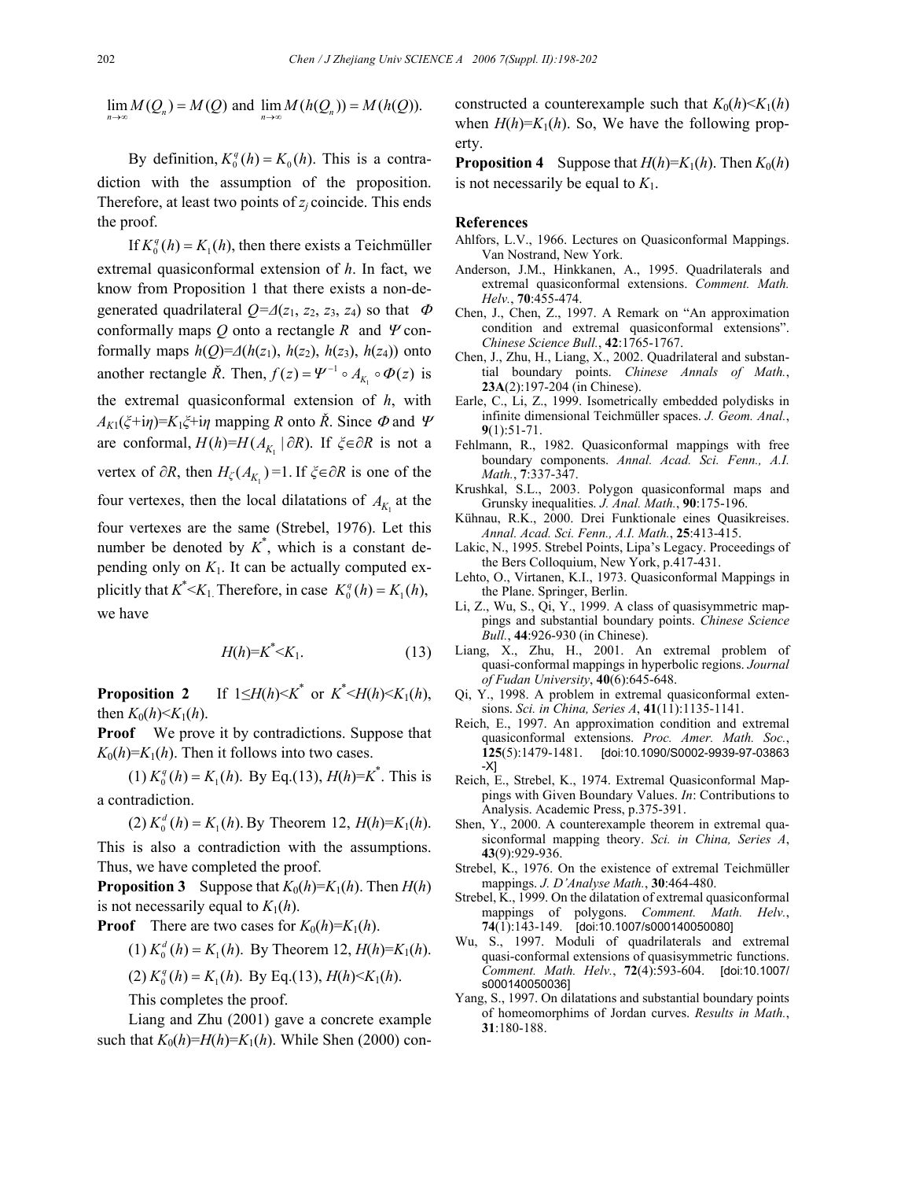$$\lim_{n\to\infty} M(Q_n) = M(Q) \text{ and } \lim_{n\to\infty} M(h(Q_n)) = M(h(Q)).$$

By definition, $K_0^q(h) = K_0(h)$. This is a contradiction with the assumption of the proposition. Therefore, at least two points of $z_j$ coincide. This ends the proof.

If $K_0^q(h) = K_1(h)$, then there exists a Teichmüller extremal quasiconformal extension of $h$. In fact, we know from Proposition 1 that there exists a non-degenerated quadrilateral $Q=\Delta(z_1, z_2, z_3, z_4)$ so that $\Phi$ conformally maps $Q$ onto a rectangle $R$ and $\Psi$ conformally maps $h(Q)=\Delta(h(z_1), h(z_2), h(z_3), h(z_4))$ onto another rectangle $\check{R}$. Then, $f(z) = \Psi^{-1} \circ A_{K_1} \circ \Phi(z)$ is the extremal quasiconformal extension of $h$, with $A_{K1}(\xi+\mathrm{i}\eta)=K_1\xi+\mathrm{i}\eta$ mapping $R$ onto $\check{R}$. Since $\Phi$ and $\Psi$ are conformal, $H(h)=H(A_{K_1} | \partial R)$. If $\xi\in\partial R$ is not a vertex of $\partial R$, then $H_\xi(A_{K_1})=1$. If $\xi\in\partial R$ is one of the four vertexes, then the local dilatations of $A_{K_1}$ at the four vertexes are the same (Strebel, 1976). Let this number be denoted by $K^*$, which is a constant depending only on $K_1$. It can be actually computed explicitly that $K^*<K_1$. Therefore, in case $K_0^q(h) = K_1(h)$, we have

$$H(h)=K^*<K_1. \tag{13}$$

**Proposition 2** If $1\le H(h)<K^*$ or $K^*<H(h)<K_1(h)$, then $K_0(h)<K_1(h)$.

**Proof** We prove it by contradictions. Suppose that $K_0(h)=K_1(h)$. Then it follows into two cases.

(1) $K_0^q(h) = K_1(h)$. By Eq.(13), $H(h)=K^*$. This is a contradiction.

(2) $K_0^d(h) = K_1(h)$. By Theorem 12, $H(h)=K_1(h)$. This is also a contradiction with the assumptions. Thus, we have completed the proof.

**Proposition 3** Suppose that $K_0(h)=K_1(h)$. Then $H(h)$ is not necessarily equal to $K_1(h)$.

**Proof** There are two cases for $K_0(h)=K_1(h)$.

(1) $K_0^d(h) = K_1(h)$. By Theorem 12, $H(h)=K_1(h)$.

(2) $K_0^q(h) = K_1(h)$. By Eq.(13), $H(h)<K_1(h)$.

This completes the proof.

Liang and Zhu (2001) gave a concrete example such that $K_0(h)=H(h)=K_1(h)$. While Shen (2000) constructed a counterexample such that $K_0(h)<K_1(h)$ when $H(h)=K_1(h)$. So, We have the following property.

**Proposition 4** Suppose that $H(h)=K_1(h)$. Then $K_0(h)$ is not necessarily be equal to $K_1$.

## References

Ahlfors, L.V., 1966. Lectures on Quasiconformal Mappings. Van Nostrand, New York.

Anderson, J.M., Hinkkanen, A., 1995. Quadrilaterals and extremal quasiconformal extensions. *Comment. Math. Helv.*, **70**:455-474.

Chen, J., Chen, Z., 1997. A Remark on "An approximation condition and extremal quasiconformal extensions". *Chinese Science Bull.*, **42**:1765-1767.

Chen, J., Zhu, H., Liang, X., 2002. Quadrilateral and substantial boundary points. *Chinese Annals of Math.*, **23A**(2):197-204 (in Chinese).

Earle, C., Li, Z., 1999. Isometrically embedded polydisks in infinite dimensional Teichmüller spaces. *J. Geom. Anal.*, **9**(1):51-71.

Fehlmann, R., 1982. Quasiconformal mappings with free boundary components. *Annal. Acad. Sci. Fenn., A.I. Math.*, **7**:337-347.

Krushkal, S.L., 2003. Polygon quasiconformal maps and Grunsky inequalities. *J. Anal. Math.*, **90**:175-196.

Kühnau, R.K., 2000. Drei Funktionale eines Quasikreises. *Annal. Acad. Sci. Fenn., A.I. Math.*, **25**:413-415.

Lakic, N., 1995. Strebel Points, Lipa's Legacy. Proceedings of the Bers Colloquium, New York, p.417-431.

Lehto, O., Virtanen, K.I., 1973. Quasiconformal Mappings in the Plane. Springer, Berlin.

Li, Z., Wu, S., Qi, Y., 1999. A class of quasisymmetric mappings and substantial boundary points. *Chinese Science Bull.*, **44**:926-930 (in Chinese).

Liang, X., Zhu, H., 2001. An extremal problem of quasi-conformal mappings in hyperbolic regions. *Journal of Fudan University*, **40**(6):645-648.

Qi, Y., 1998. A problem in extremal quasiconformal extensions. *Sci. in China, Series A*, **41**(11):1135-1141.

Reich, E., 1997. An approximation condition and extremal quasiconformal extensions. *Proc. Amer. Math. Soc.*, **125**(5):1479-1481. [doi:10.1090/S0002-9939-97-03863-X]

Reich, E., Strebel, K., 1974. Extremal Quasiconformal Mappings with Given Boundary Values. *In*: Contributions to Analysis. Academic Press, p.375-391.

Shen, Y., 2000. A counterexample theorem in extremal quasiconformal mapping theory. *Sci. in China, Series A*, **43**(9):929-936.

Strebel, K., 1976. On the existence of extremal Teichmüller mappings. *J. D'Analyse Math.*, **30**:464-480.

Strebel, K., 1999. On the dilatation of extremal quasiconformal mappings of polygons. *Comment. Math. Helv.*, **74**(1):143-149. [doi:10.1007/s000140050080]

Wu, S., 1997. Moduli of quadrilaterals and extremal quasi-conformal extensions of quasisymmetric functions. *Comment. Math. Helv.*, **72**(4):593-604. [doi:10.1007/s000140050036]

Yang, S., 1997. On dilatations and substantial boundary points of homeomorphims of Jordan curves. *Results in Math.*, **31**:180-188.